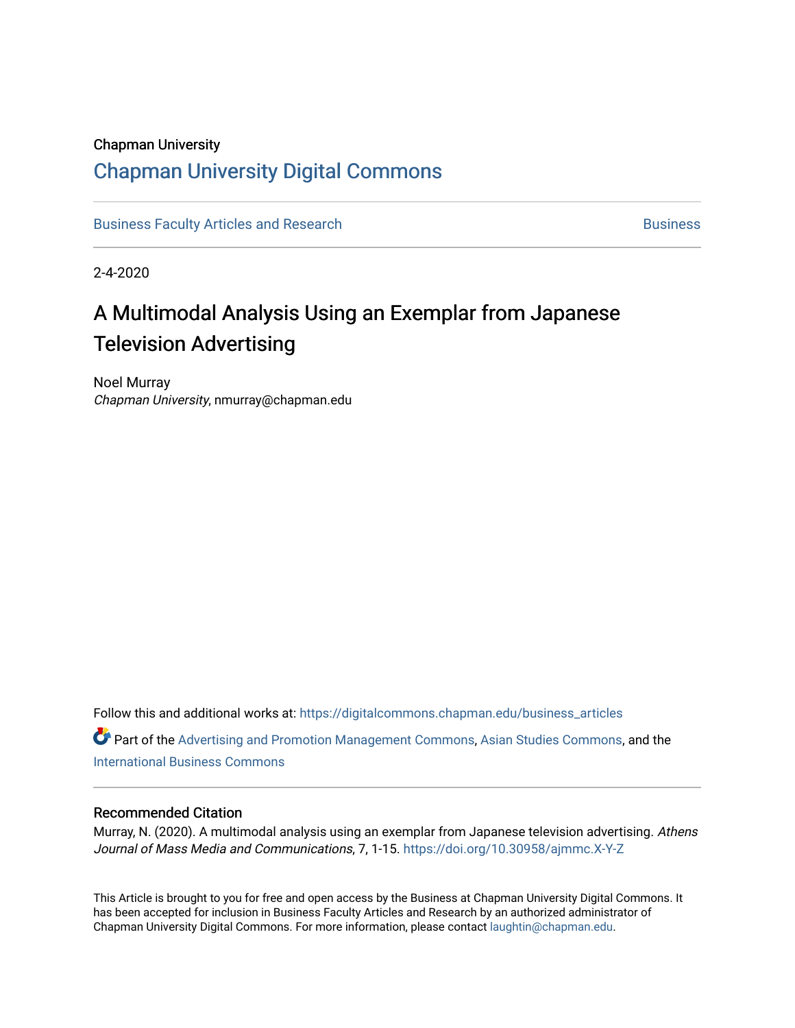Chapman University

# Chapman University Digital Commons

Business Faculty Articles and Research | Business

2-4-2020

## A Multimodal Analysis Using an Exemplar from Japanese Television Advertising

Noel Murray
*Chapman University*, nmurray@chapman.edu

Follow this and additional works at: https://digitalcommons.chapman.edu/business_articles

Part of the Advertising and Promotion Management Commons, Asian Studies Commons, and the International Business Commons

### Recommended Citation

Murray, N. (2020). A multimodal analysis using an exemplar from Japanese television advertising. *Athens Journal of Mass Media and Communications*, 7, 1-15. https://doi.org/10.30958/ajmmc.X-Y-Z

This Article is brought to you for free and open access by the Business at Chapman University Digital Commons. It has been accepted for inclusion in Business Faculty Articles and Research by an authorized administrator of Chapman University Digital Commons. For more information, please contact laughtin@chapman.edu.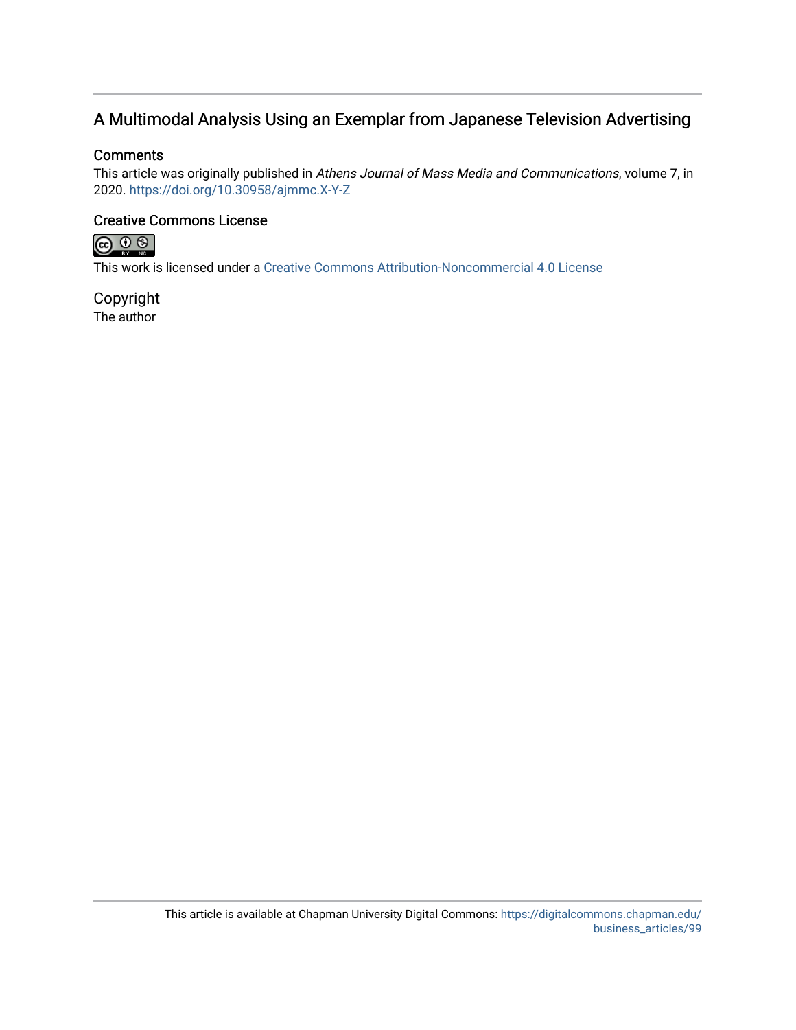# A Multimodal Analysis Using an Exemplar from Japanese Television Advertising

## Comments

This article was originally published in *Athens Journal of Mass Media and Communications*, volume 7, in 2020. https://doi.org/10.30958/ajmmc.X-Y-Z

## Creative Commons License

This work is licensed under a Creative Commons Attribution-Noncommercial 4.0 License

## Copyright

The author

This article is available at Chapman University Digital Commons: https://digitalcommons.chapman.edu/business_articles/99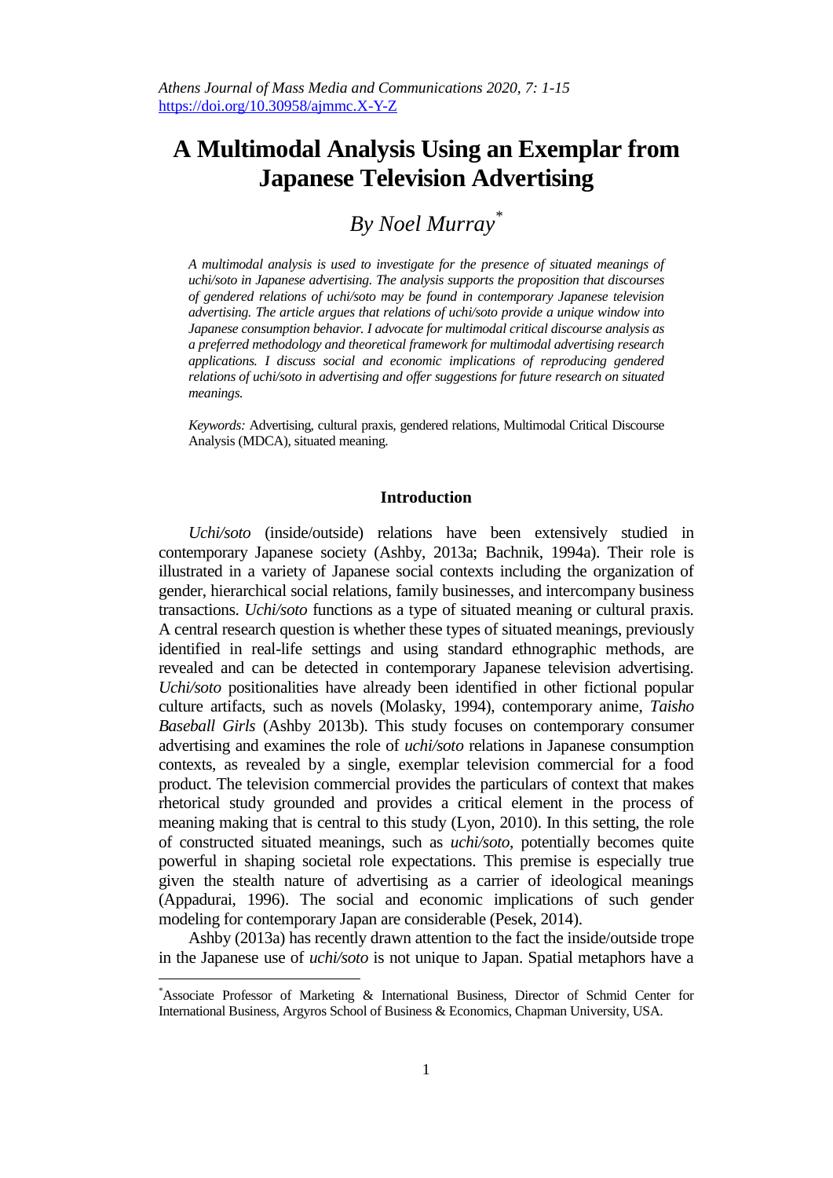# A Multimodal Analysis Using an Exemplar from Japanese Television Advertising

## *By Noel Murray*[*]

*A multimodal analysis is used to investigate for the presence of situated meanings of uchi/soto in Japanese advertising. The analysis supports the proposition that discourses of gendered relations of uchi/soto may be found in contemporary Japanese television advertising. The article argues that relations of uchi/soto provide a unique window into Japanese consumption behavior. I advocate for multimodal critical discourse analysis as a preferred methodology and theoretical framework for multimodal advertising research applications. I discuss social and economic implications of reproducing gendered relations of uchi/soto in advertising and offer suggestions for future research on situated meanings.*

*Keywords:* Advertising, cultural praxis, gendered relations, Multimodal Critical Discourse Analysis (MDCA), situated meaning.

### Introduction

*Uchi/soto* (inside/outside) relations have been extensively studied in contemporary Japanese society (Ashby, 2013a; Bachnik, 1994a). Their role is illustrated in a variety of Japanese social contexts including the organization of gender, hierarchical social relations, family businesses, and intercompany business transactions. *Uchi/soto* functions as a type of situated meaning or cultural praxis. A central research question is whether these types of situated meanings, previously identified in real-life settings and using standard ethnographic methods, are revealed and can be detected in contemporary Japanese television advertising. *Uchi/soto* positionalities have already been identified in other fictional popular culture artifacts, such as novels (Molasky, 1994), contemporary anime, *Taisho Baseball Girls* (Ashby 2013b). This study focuses on contemporary consumer advertising and examines the role of *uchi/soto* relations in Japanese consumption contexts, as revealed by a single, exemplar television commercial for a food product. The television commercial provides the particulars of context that makes rhetorical study grounded and provides a critical element in the process of meaning making that is central to this study (Lyon, 2010). In this setting, the role of constructed situated meanings, such as *uchi/soto*, potentially becomes quite powerful in shaping societal role expectations. This premise is especially true given the stealth nature of advertising as a carrier of ideological meanings (Appadurai, 1996). The social and economic implications of such gender modeling for contemporary Japan are considerable (Pesek, 2014).

Ashby (2013a) has recently drawn attention to the fact the inside/outside trope in the Japanese use of *uchi/soto* is not unique to Japan. Spatial metaphors have a

---

[*] Associate Professor of Marketing & International Business, Director of Schmid Center for International Business, Argyros School of Business & Economics, Chapman University, USA.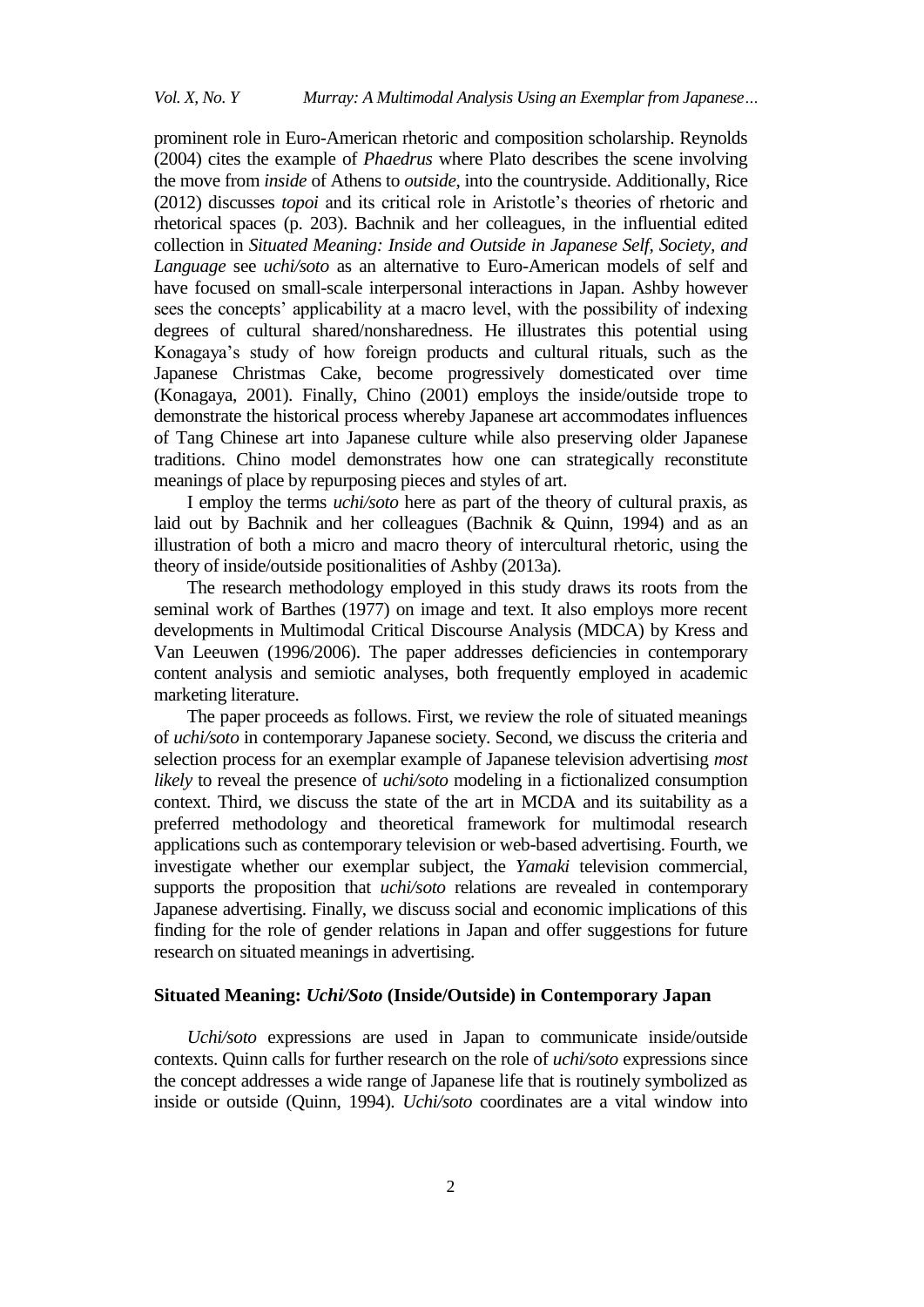prominent role in Euro-American rhetoric and composition scholarship. Reynolds (2004) cites the example of *Phaedrus* where Plato describes the scene involving the move from *inside* of Athens to *outside*, into the countryside. Additionally, Rice (2012) discusses *topoi* and its critical role in Aristotle's theories of rhetoric and rhetorical spaces (p. 203). Bachnik and her colleagues, in the influential edited collection in *Situated Meaning: Inside and Outside in Japanese Self, Society, and Language* see *uchi/soto* as an alternative to Euro-American models of self and have focused on small-scale interpersonal interactions in Japan. Ashby however sees the concepts' applicability at a macro level, with the possibility of indexing degrees of cultural shared/nonsharedness. He illustrates this potential using Konagaya's study of how foreign products and cultural rituals, such as the Japanese Christmas Cake, become progressively domesticated over time (Konagaya, 2001). Finally, Chino (2001) employs the inside/outside trope to demonstrate the historical process whereby Japanese art accommodates influences of Tang Chinese art into Japanese culture while also preserving older Japanese traditions. Chino model demonstrates how one can strategically reconstitute meanings of place by repurposing pieces and styles of art.

I employ the terms *uchi/soto* here as part of the theory of cultural praxis, as laid out by Bachnik and her colleagues (Bachnik & Quinn, 1994) and as an illustration of both a micro and macro theory of intercultural rhetoric, using the theory of inside/outside positionalities of Ashby (2013a).

The research methodology employed in this study draws its roots from the seminal work of Barthes (1977) on image and text. It also employs more recent developments in Multimodal Critical Discourse Analysis (MDCA) by Kress and Van Leeuwen (1996/2006). The paper addresses deficiencies in contemporary content analysis and semiotic analyses, both frequently employed in academic marketing literature.

The paper proceeds as follows. First, we review the role of situated meanings of *uchi/soto* in contemporary Japanese society. Second, we discuss the criteria and selection process for an exemplar example of Japanese television advertising *most likely* to reveal the presence of *uchi/soto* modeling in a fictionalized consumption context. Third, we discuss the state of the art in MCDA and its suitability as a preferred methodology and theoretical framework for multimodal research applications such as contemporary television or web-based advertising. Fourth, we investigate whether our exemplar subject, the *Yamaki* television commercial, supports the proposition that *uchi/soto* relations are revealed in contemporary Japanese advertising. Finally, we discuss social and economic implications of this finding for the role of gender relations in Japan and offer suggestions for future research on situated meanings in advertising.

## Situated Meaning: *Uchi/Soto* (Inside/Outside) in Contemporary Japan

*Uchi/soto* expressions are used in Japan to communicate inside/outside contexts. Quinn calls for further research on the role of *uchi/soto* expressions since the concept addresses a wide range of Japanese life that is routinely symbolized as inside or outside (Quinn, 1994). *Uchi/soto* coordinates are a vital window into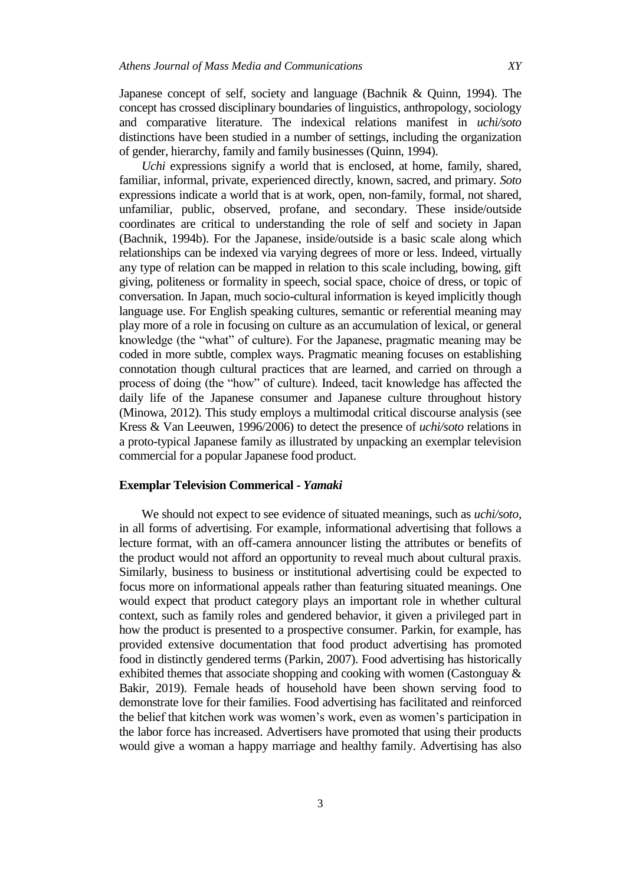Japanese concept of self, society and language (Bachnik & Quinn, 1994). The concept has crossed disciplinary boundaries of linguistics, anthropology, sociology and comparative literature. The indexical relations manifest in *uchi/soto* distinctions have been studied in a number of settings, including the organization of gender, hierarchy, family and family businesses (Quinn, 1994).

*Uchi* expressions signify a world that is enclosed, at home, family, shared, familiar, informal, private, experienced directly, known, sacred, and primary. *Soto* expressions indicate a world that is at work, open, non-family, formal, not shared, unfamiliar, public, observed, profane, and secondary. These inside/outside coordinates are critical to understanding the role of self and society in Japan (Bachnik, 1994b). For the Japanese, inside/outside is a basic scale along which relationships can be indexed via varying degrees of more or less. Indeed, virtually any type of relation can be mapped in relation to this scale including, bowing, gift giving, politeness or formality in speech, social space, choice of dress, or topic of conversation. In Japan, much socio-cultural information is keyed implicitly though language use. For English speaking cultures, semantic or referential meaning may play more of a role in focusing on culture as an accumulation of lexical, or general knowledge (the "what" of culture). For the Japanese, pragmatic meaning may be coded in more subtle, complex ways. Pragmatic meaning focuses on establishing connotation though cultural practices that are learned, and carried on through a process of doing (the "how" of culture). Indeed, tacit knowledge has affected the daily life of the Japanese consumer and Japanese culture throughout history (Minowa, 2012). This study employs a multimodal critical discourse analysis (see Kress & Van Leeuwen, 1996/2006) to detect the presence of *uchi/soto* relations in a proto-typical Japanese family as illustrated by unpacking an exemplar television commercial for a popular Japanese food product.

## Exemplar Television Commerical - *Yamaki*

We should not expect to see evidence of situated meanings, such as *uchi/soto*, in all forms of advertising. For example, informational advertising that follows a lecture format, with an off-camera announcer listing the attributes or benefits of the product would not afford an opportunity to reveal much about cultural praxis. Similarly, business to business or institutional advertising could be expected to focus more on informational appeals rather than featuring situated meanings. One would expect that product category plays an important role in whether cultural context, such as family roles and gendered behavior, it given a privileged part in how the product is presented to a prospective consumer. Parkin, for example, has provided extensive documentation that food product advertising has promoted food in distinctly gendered terms (Parkin, 2007). Food advertising has historically exhibited themes that associate shopping and cooking with women (Castonguay & Bakir, 2019). Female heads of household have been shown serving food to demonstrate love for their families. Food advertising has facilitated and reinforced the belief that kitchen work was women's work, even as women's participation in the labor force has increased. Advertisers have promoted that using their products would give a woman a happy marriage and healthy family. Advertising has also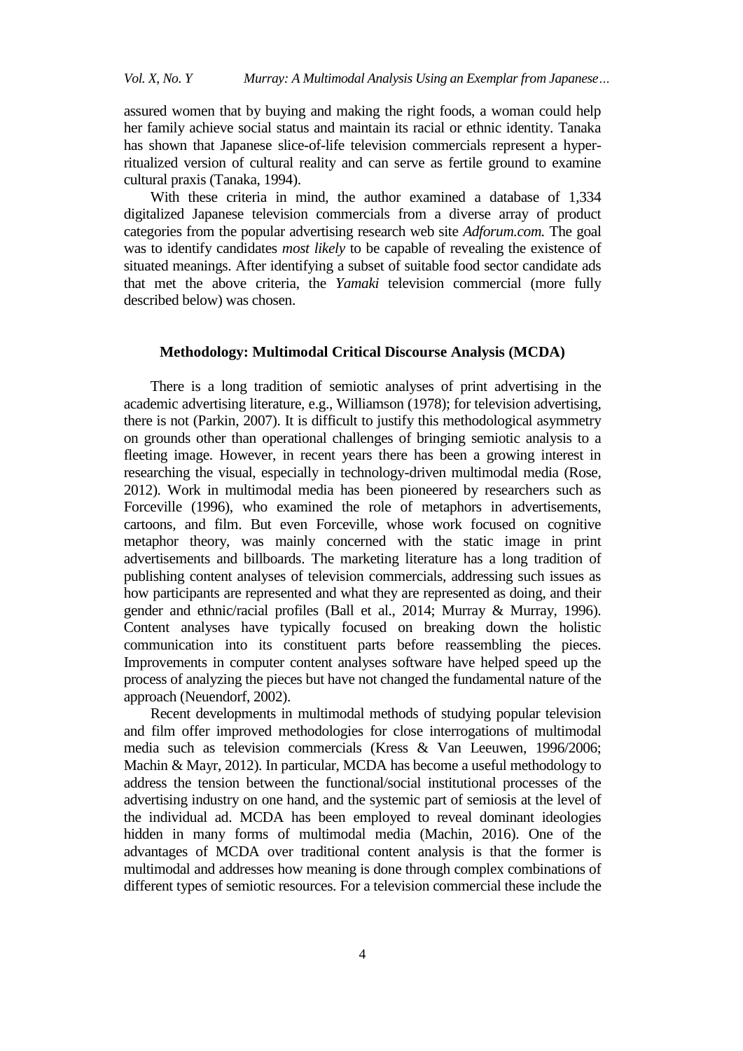assured women that by buying and making the right foods, a woman could help her family achieve social status and maintain its racial or ethnic identity. Tanaka has shown that Japanese slice-of-life television commercials represent a hyper-ritualized version of cultural reality and can serve as fertile ground to examine cultural praxis (Tanaka, 1994).

With these criteria in mind, the author examined a database of 1,334 digitalized Japanese television commercials from a diverse array of product categories from the popular advertising research web site *Adforum.com.* The goal was to identify candidates *most likely* to be capable of revealing the existence of situated meanings. After identifying a subset of suitable food sector candidate ads that met the above criteria, the *Yamaki* television commercial (more fully described below) was chosen.

## Methodology: Multimodal Critical Discourse Analysis (MCDA)

There is a long tradition of semiotic analyses of print advertising in the academic advertising literature, e.g., Williamson (1978); for television advertising, there is not (Parkin, 2007). It is difficult to justify this methodological asymmetry on grounds other than operational challenges of bringing semiotic analysis to a fleeting image. However, in recent years there has been a growing interest in researching the visual, especially in technology-driven multimodal media (Rose, 2012). Work in multimodal media has been pioneered by researchers such as Forceville (1996), who examined the role of metaphors in advertisements, cartoons, and film. But even Forceville, whose work focused on cognitive metaphor theory, was mainly concerned with the static image in print advertisements and billboards. The marketing literature has a long tradition of publishing content analyses of television commercials, addressing such issues as how participants are represented and what they are represented as doing, and their gender and ethnic/racial profiles (Ball et al., 2014; Murray & Murray, 1996). Content analyses have typically focused on breaking down the holistic communication into its constituent parts before reassembling the pieces. Improvements in computer content analyses software have helped speed up the process of analyzing the pieces but have not changed the fundamental nature of the approach (Neuendorf, 2002).

Recent developments in multimodal methods of studying popular television and film offer improved methodologies for close interrogations of multimodal media such as television commercials (Kress & Van Leeuwen, 1996/2006; Machin & Mayr, 2012). In particular, MCDA has become a useful methodology to address the tension between the functional/social institutional processes of the advertising industry on one hand, and the systemic part of semiosis at the level of the individual ad. MCDA has been employed to reveal dominant ideologies hidden in many forms of multimodal media (Machin, 2016). One of the advantages of MCDA over traditional content analysis is that the former is multimodal and addresses how meaning is done through complex combinations of different types of semiotic resources. For a television commercial these include the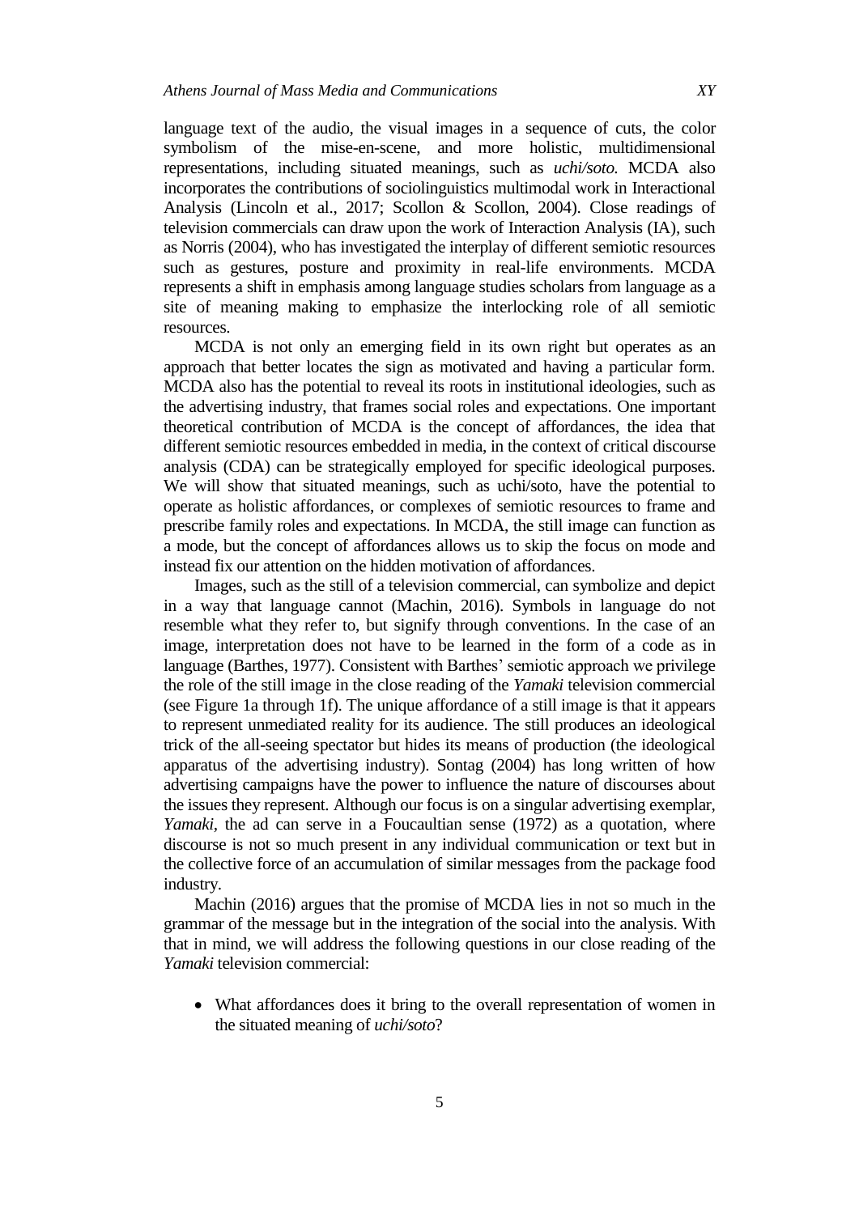language text of the audio, the visual images in a sequence of cuts, the color symbolism of the mise-en-scene, and more holistic, multidimensional representations, including situated meanings, such as *uchi/soto.* MCDA also incorporates the contributions of sociolinguistics multimodal work in Interactional Analysis (Lincoln et al., 2017; Scollon & Scollon, 2004). Close readings of television commercials can draw upon the work of Interaction Analysis (IA), such as Norris (2004), who has investigated the interplay of different semiotic resources such as gestures, posture and proximity in real-life environments. MCDA represents a shift in emphasis among language studies scholars from language as a site of meaning making to emphasize the interlocking role of all semiotic resources.

MCDA is not only an emerging field in its own right but operates as an approach that better locates the sign as motivated and having a particular form. MCDA also has the potential to reveal its roots in institutional ideologies, such as the advertising industry, that frames social roles and expectations. One important theoretical contribution of MCDA is the concept of affordances, the idea that different semiotic resources embedded in media, in the context of critical discourse analysis (CDA) can be strategically employed for specific ideological purposes. We will show that situated meanings, such as uchi/soto, have the potential to operate as holistic affordances, or complexes of semiotic resources to frame and prescribe family roles and expectations. In MCDA, the still image can function as a mode, but the concept of affordances allows us to skip the focus on mode and instead fix our attention on the hidden motivation of affordances.

Images, such as the still of a television commercial, can symbolize and depict in a way that language cannot (Machin, 2016). Symbols in language do not resemble what they refer to, but signify through conventions. In the case of an image, interpretation does not have to be learned in the form of a code as in language (Barthes, 1977). Consistent with Barthes' semiotic approach we privilege the role of the still image in the close reading of the *Yamaki* television commercial (see Figure 1a through 1f). The unique affordance of a still image is that it appears to represent unmediated reality for its audience. The still produces an ideological trick of the all-seeing spectator but hides its means of production (the ideological apparatus of the advertising industry). Sontag (2004) has long written of how advertising campaigns have the power to influence the nature of discourses about the issues they represent. Although our focus is on a singular advertising exemplar, *Yamaki,* the ad can serve in a Foucaultian sense (1972) as a quotation, where discourse is not so much present in any individual communication or text but in the collective force of an accumulation of similar messages from the package food industry.

Machin (2016) argues that the promise of MCDA lies in not so much in the grammar of the message but in the integration of the social into the analysis. With that in mind, we will address the following questions in our close reading of the *Yamaki* television commercial:

- What affordances does it bring to the overall representation of women in the situated meaning of *uchi/soto*?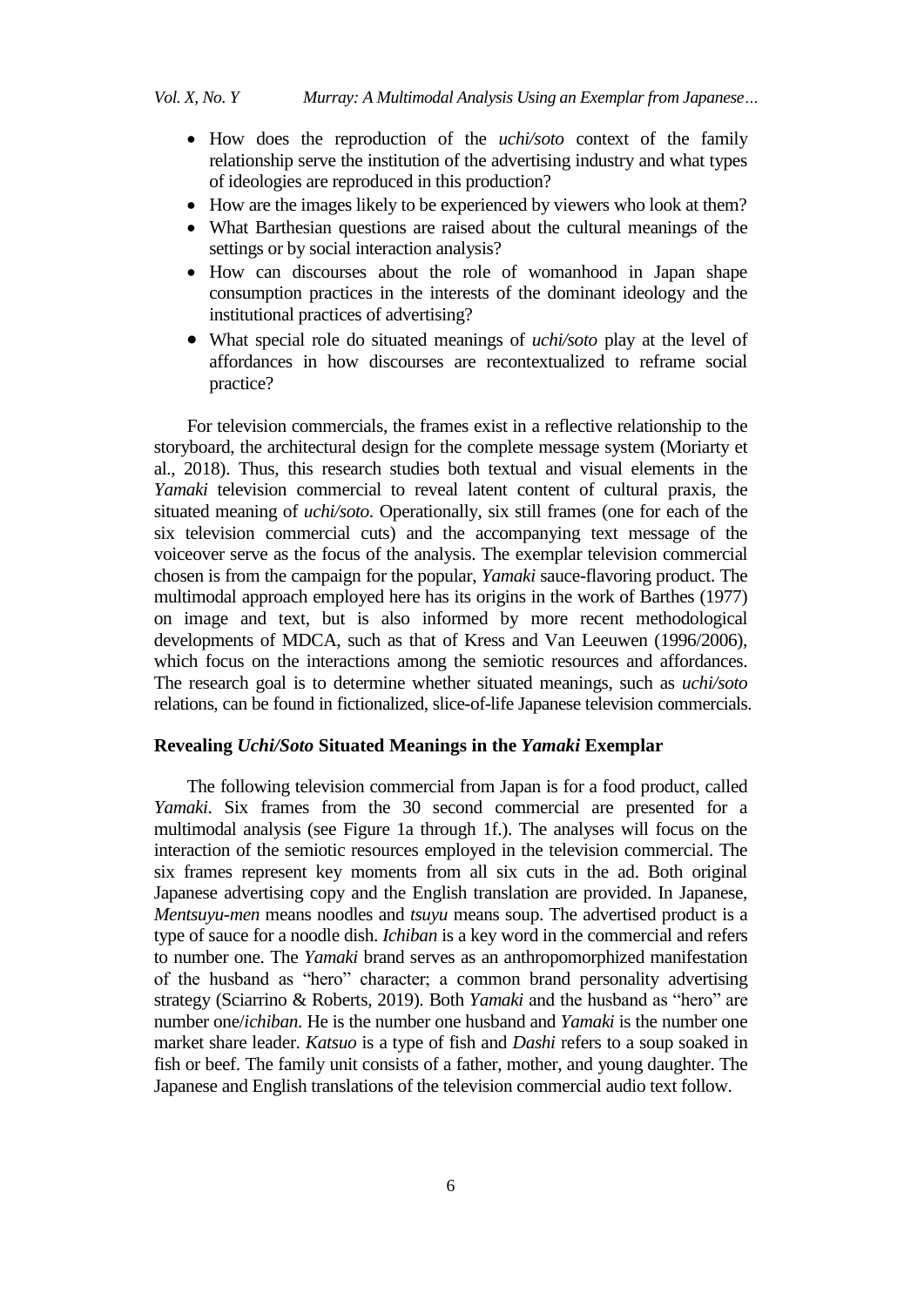- How does the reproduction of the *uchi/soto* context of the family relationship serve the institution of the advertising industry and what types of ideologies are reproduced in this production?
- How are the images likely to be experienced by viewers who look at them?
- What Barthesian questions are raised about the cultural meanings of the settings or by social interaction analysis?
- How can discourses about the role of womanhood in Japan shape consumption practices in the interests of the dominant ideology and the institutional practices of advertising?
- What special role do situated meanings of *uchi/soto* play at the level of affordances in how discourses are recontextualized to reframe social practice?

For television commercials, the frames exist in a reflective relationship to the storyboard, the architectural design for the complete message system (Moriarty et al., 2018). Thus, this research studies both textual and visual elements in the *Yamaki* television commercial to reveal latent content of cultural praxis, the situated meaning of *uchi/soto*. Operationally, six still frames (one for each of the six television commercial cuts) and the accompanying text message of the voiceover serve as the focus of the analysis. The exemplar television commercial chosen is from the campaign for the popular, *Yamaki* sauce-flavoring product. The multimodal approach employed here has its origins in the work of Barthes (1977) on image and text, but is also informed by more recent methodological developments of MDCA, such as that of Kress and Van Leeuwen (1996/2006), which focus on the interactions among the semiotic resources and affordances. The research goal is to determine whether situated meanings, such as *uchi/soto* relations, can be found in fictionalized, slice-of-life Japanese television commercials.

## Revealing *Uchi/Soto* Situated Meanings in the *Yamaki* Exemplar

The following television commercial from Japan is for a food product, called *Yamaki*. Six frames from the 30 second commercial are presented for a multimodal analysis (see Figure 1a through 1f.). The analyses will focus on the interaction of the semiotic resources employed in the television commercial. The six frames represent key moments from all six cuts in the ad. Both original Japanese advertising copy and the English translation are provided. In Japanese, *Mentsuyu-men* means noodles and *tsuyu* means soup. The advertised product is a type of sauce for a noodle dish. *Ichiban* is a key word in the commercial and refers to number one. The *Yamaki* brand serves as an anthropomorphized manifestation of the husband as "hero" character; a common brand personality advertising strategy (Sciarrino & Roberts, 2019). Both *Yamaki* and the husband as "hero" are number one/*ichiban*. He is the number one husband and *Yamaki* is the number one market share leader. *Katsuo* is a type of fish and *Dashi* refers to a soup soaked in fish or beef. The family unit consists of a father, mother, and young daughter. The Japanese and English translations of the television commercial audio text follow.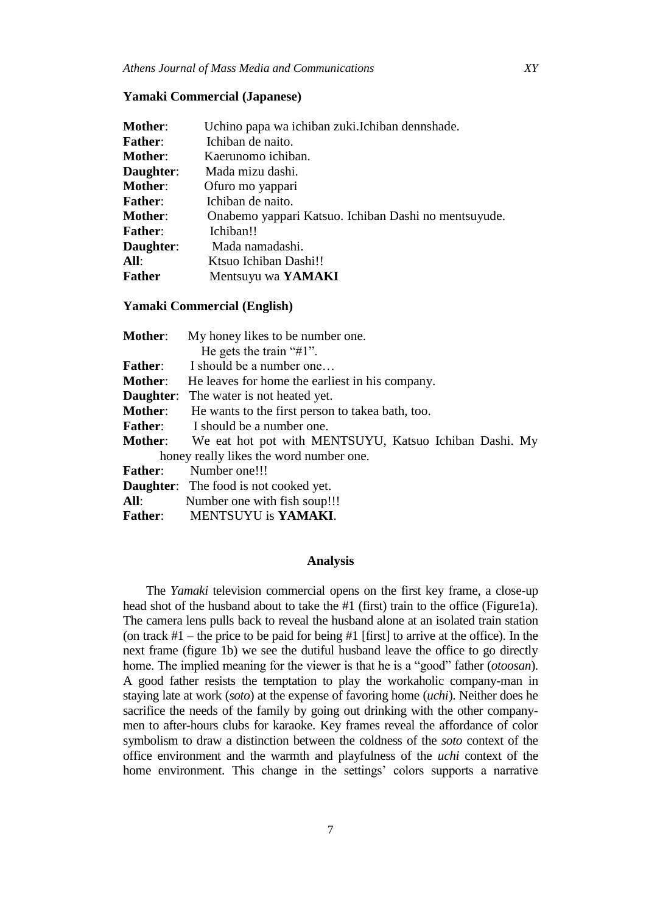**Yamaki Commercial (Japanese)**

**Mother**: Uchino papa wa ichiban zuki.Ichiban dennshade.
**Father**: Ichiban de naito.
**Mother**: Kaerunomo ichiban.
**Daughter**: Mada mizu dashi.
**Mother**: Ofuro mo yappari
**Father**: Ichiban de naito.
**Mother**: Onabemo yappari Katsuo. Ichiban Dashi no mentsuyude.
**Father**: Ichiban!!
**Daughter**: Mada namadashi.
**All**: Ktsuo Ichiban Dashi!!
**Father** Mentsuyu wa **YAMAKI**

**Yamaki Commercial (English)**

**Mother**: My honey likes to be number one.
He gets the train "#1".
**Father**: I should be a number one…
**Mother**: He leaves for home the earliest in his company.
**Daughter**: The water is not heated yet.
**Mother**: He wants to the first person to takea bath, too.
**Father**: I should be a number one.
**Mother**: We eat hot pot with MENTSUYU, Katsuo Ichiban Dashi. My honey really likes the word number one.
**Father**: Number one!!!
**Daughter**: The food is not cooked yet.
**All**: Number one with fish soup!!!
**Father**: MENTSUYU is **YAMAKI**.

## Analysis

The *Yamaki* television commercial opens on the first key frame, a close-up head shot of the husband about to take the #1 (first) train to the office (Figure1a). The camera lens pulls back to reveal the husband alone at an isolated train station (on track #1 – the price to be paid for being #1 [first] to arrive at the office). In the next frame (figure 1b) we see the dutiful husband leave the office to go directly home. The implied meaning for the viewer is that he is a "good" father (*otoosan*). A good father resists the temptation to play the workaholic company-man in staying late at work (*soto*) at the expense of favoring home (*uchi*). Neither does he sacrifice the needs of the family by going out drinking with the other company-men to after-hours clubs for karaoke. Key frames reveal the affordance of color symbolism to draw a distinction between the coldness of the *soto* context of the office environment and the warmth and playfulness of the *uchi* context of the home environment. This change in the settings' colors supports a narrative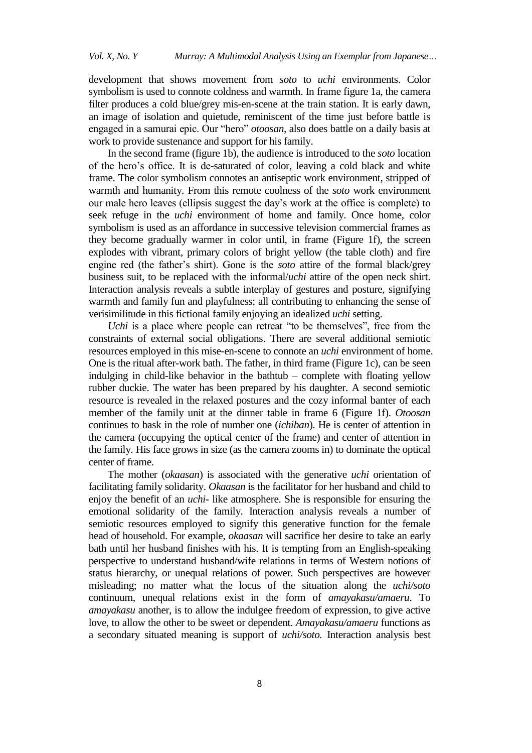development that shows movement from *soto* to *uchi* environments. Color symbolism is used to connote coldness and warmth. In frame figure 1a, the camera filter produces a cold blue/grey mis-en-scene at the train station. It is early dawn, an image of isolation and quietude, reminiscent of the time just before battle is engaged in a samurai epic. Our "hero" *otoosan*, also does battle on a daily basis at work to provide sustenance and support for his family.

In the second frame (figure 1b), the audience is introduced to the *soto* location of the hero's office. It is de-saturated of color, leaving a cold black and white frame. The color symbolism connotes an antiseptic work environment, stripped of warmth and humanity. From this remote coolness of the *soto* work environment our male hero leaves (ellipsis suggest the day's work at the office is complete) to seek refuge in the *uchi* environment of home and family. Once home, color symbolism is used as an affordance in successive television commercial frames as they become gradually warmer in color until, in frame (Figure 1f), the screen explodes with vibrant, primary colors of bright yellow (the table cloth) and fire engine red (the father's shirt). Gone is the *soto* attire of the formal black/grey business suit, to be replaced with the informal/*uchi* attire of the open neck shirt. Interaction analysis reveals a subtle interplay of gestures and posture, signifying warmth and family fun and playfulness; all contributing to enhancing the sense of verisimilitude in this fictional family enjoying an idealized *uchi* setting.

*Uchi* is a place where people can retreat "to be themselves", free from the constraints of external social obligations. There are several additional semiotic resources employed in this mise-en-scene to connote an *uchi* environment of home. One is the ritual after-work bath. The father, in third frame (Figure 1c), can be seen indulging in child-like behavior in the bathtub – complete with floating yellow rubber duckie. The water has been prepared by his daughter. A second semiotic resource is revealed in the relaxed postures and the cozy informal banter of each member of the family unit at the dinner table in frame 6 (Figure 1f). *Otoosan* continues to bask in the role of number one (*ichiban*). He is center of attention in the camera (occupying the optical center of the frame) and center of attention in the family. His face grows in size (as the camera zooms in) to dominate the optical center of frame.

The mother (*okaasan*) is associated with the generative *uchi* orientation of facilitating family solidarity. *Okaasan* is the facilitator for her husband and child to enjoy the benefit of an *uchi*- like atmosphere. She is responsible for ensuring the emotional solidarity of the family. Interaction analysis reveals a number of semiotic resources employed to signify this generative function for the female head of household. For example, *okaasan* will sacrifice her desire to take an early bath until her husband finishes with his. It is tempting from an English-speaking perspective to understand husband/wife relations in terms of Western notions of status hierarchy, or unequal relations of power. Such perspectives are however misleading; no matter what the locus of the situation along the *uchi/soto* continuum, unequal relations exist in the form of *amayakasu/amaeru*. To *amayakasu* another, is to allow the indulgee freedom of expression, to give active love, to allow the other to be sweet or dependent. *Amayakasu/amaeru* functions as a secondary situated meaning is support of *uchi/soto.* Interaction analysis best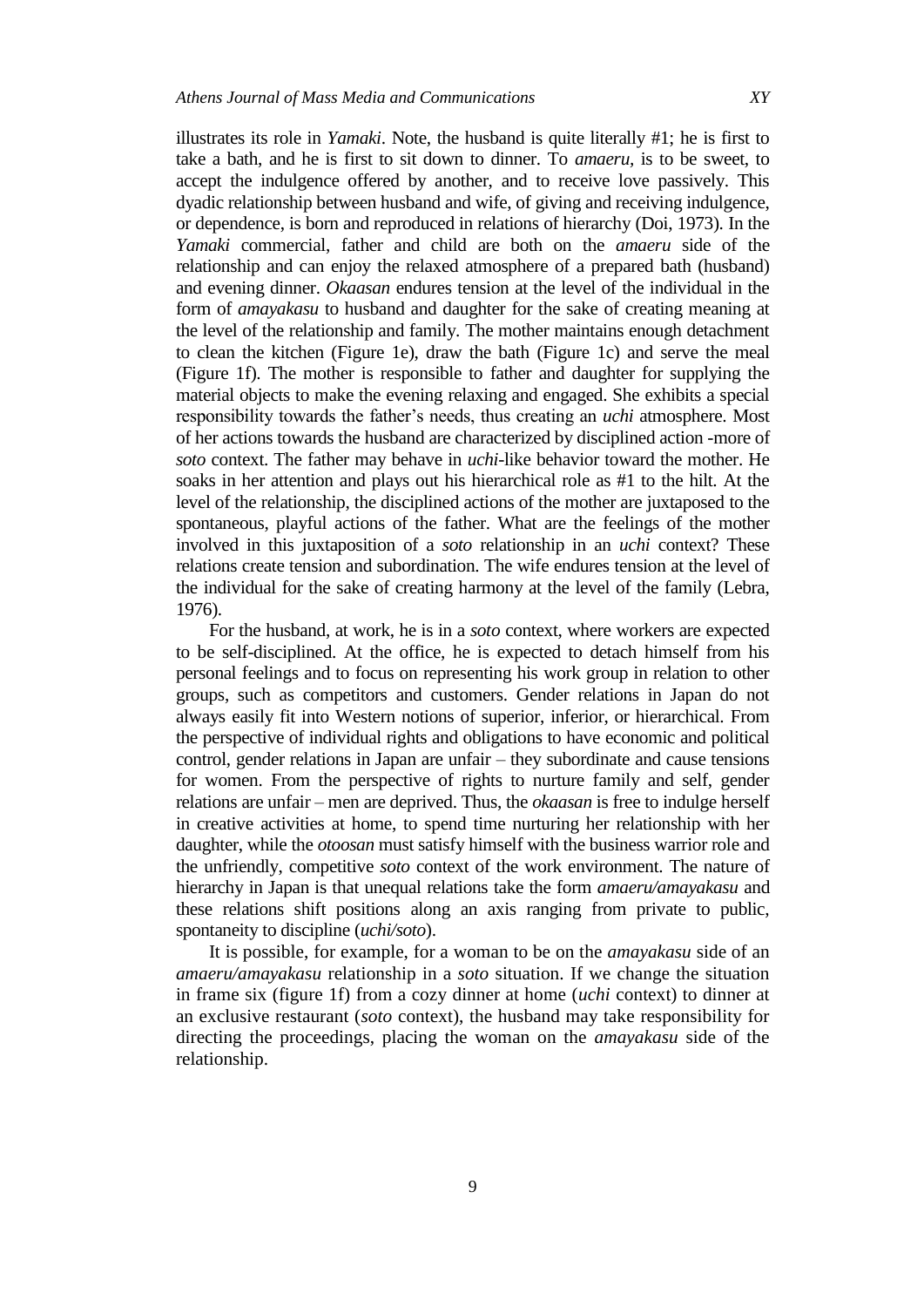illustrates its role in *Yamaki*. Note, the husband is quite literally #1; he is first to take a bath, and he is first to sit down to dinner. To *amaeru*, is to be sweet, to accept the indulgence offered by another, and to receive love passively. This dyadic relationship between husband and wife, of giving and receiving indulgence, or dependence, is born and reproduced in relations of hierarchy (Doi, 1973). In the *Yamaki* commercial, father and child are both on the *amaeru* side of the relationship and can enjoy the relaxed atmosphere of a prepared bath (husband) and evening dinner. *Okaasan* endures tension at the level of the individual in the form of *amayakasu* to husband and daughter for the sake of creating meaning at the level of the relationship and family. The mother maintains enough detachment to clean the kitchen (Figure 1e), draw the bath (Figure 1c) and serve the meal (Figure 1f). The mother is responsible to father and daughter for supplying the material objects to make the evening relaxing and engaged. She exhibits a special responsibility towards the father's needs, thus creating an *uchi* atmosphere. Most of her actions towards the husband are characterized by disciplined action -more of *soto* context. The father may behave in *uchi*-like behavior toward the mother. He soaks in her attention and plays out his hierarchical role as #1 to the hilt. At the level of the relationship, the disciplined actions of the mother are juxtaposed to the spontaneous, playful actions of the father. What are the feelings of the mother involved in this juxtaposition of a *soto* relationship in an *uchi* context? These relations create tension and subordination. The wife endures tension at the level of the individual for the sake of creating harmony at the level of the family (Lebra, 1976).

For the husband, at work, he is in a *soto* context, where workers are expected to be self-disciplined. At the office, he is expected to detach himself from his personal feelings and to focus on representing his work group in relation to other groups, such as competitors and customers. Gender relations in Japan do not always easily fit into Western notions of superior, inferior, or hierarchical. From the perspective of individual rights and obligations to have economic and political control, gender relations in Japan are unfair – they subordinate and cause tensions for women. From the perspective of rights to nurture family and self, gender relations are unfair – men are deprived. Thus, the *okaasan* is free to indulge herself in creative activities at home, to spend time nurturing her relationship with her daughter, while the *otoosan* must satisfy himself with the business warrior role and the unfriendly, competitive *soto* context of the work environment. The nature of hierarchy in Japan is that unequal relations take the form *amaeru/amayakasu* and these relations shift positions along an axis ranging from private to public, spontaneity to discipline (*uchi/soto*).

It is possible, for example, for a woman to be on the *amayakasu* side of an *amaeru/amayakasu* relationship in a *soto* situation. If we change the situation in frame six (figure 1f) from a cozy dinner at home (*uchi* context) to dinner at an exclusive restaurant (*soto* context), the husband may take responsibility for directing the proceedings, placing the woman on the *amayakasu* side of the relationship.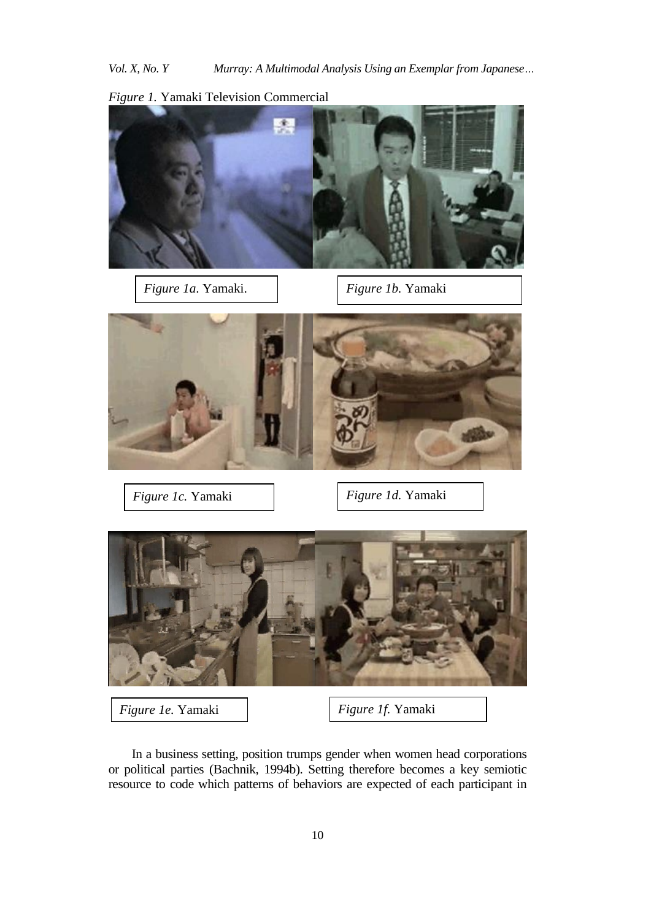*Figure 1.* Yamaki Television Commercial

*Figure 1a.* Yamaki.

*Figure 1b.* Yamaki

*Figure 1c.* Yamaki

*Figure 1d.* Yamaki

*Figure 1e.* Yamaki

*Figure 1f.* Yamaki

In a business setting, position trumps gender when women head corporations or political parties (Bachnik, 1994b). Setting therefore becomes a key semiotic resource to code which patterns of behaviors are expected of each participant in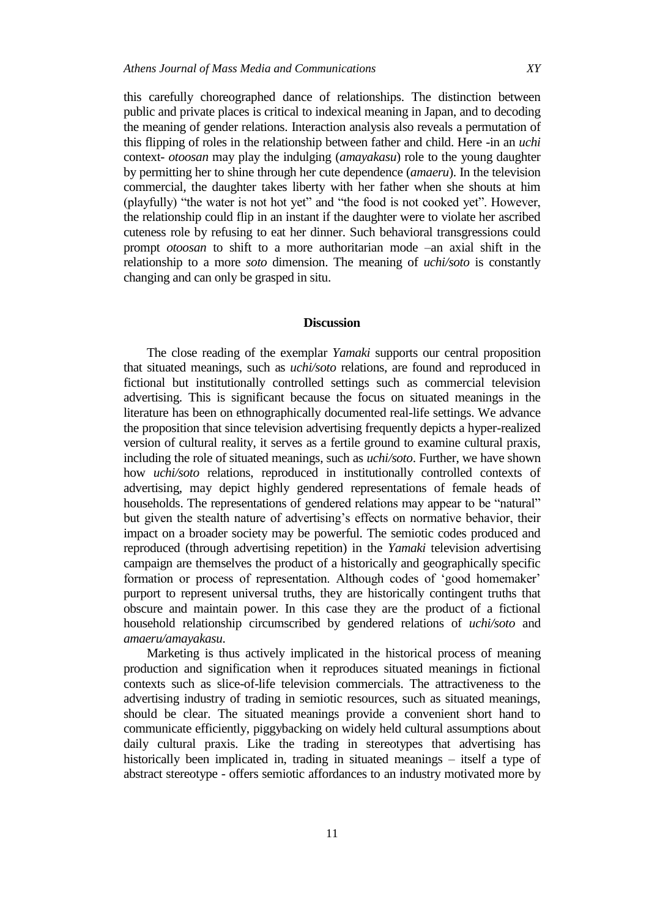this carefully choreographed dance of relationships. The distinction between public and private places is critical to indexical meaning in Japan, and to decoding the meaning of gender relations. Interaction analysis also reveals a permutation of this flipping of roles in the relationship between father and child. Here -in an *uchi* context- *otoosan* may play the indulging (*amayakasu*) role to the young daughter by permitting her to shine through her cute dependence (*amaeru*). In the television commercial, the daughter takes liberty with her father when she shouts at him (playfully) "the water is not hot yet" and "the food is not cooked yet". However, the relationship could flip in an instant if the daughter were to violate her ascribed cuteness role by refusing to eat her dinner. Such behavioral transgressions could prompt *otoosan* to shift to a more authoritarian mode –an axial shift in the relationship to a more *soto* dimension. The meaning of *uchi/soto* is constantly changing and can only be grasped in situ.

## Discussion

The close reading of the exemplar *Yamaki* supports our central proposition that situated meanings, such as *uchi/soto* relations, are found and reproduced in fictional but institutionally controlled settings such as commercial television advertising. This is significant because the focus on situated meanings in the literature has been on ethnographically documented real-life settings. We advance the proposition that since television advertising frequently depicts a hyper-realized version of cultural reality, it serves as a fertile ground to examine cultural praxis, including the role of situated meanings, such as *uchi/soto*. Further, we have shown how *uchi/soto* relations, reproduced in institutionally controlled contexts of advertising, may depict highly gendered representations of female heads of households. The representations of gendered relations may appear to be "natural" but given the stealth nature of advertising's effects on normative behavior, their impact on a broader society may be powerful. The semiotic codes produced and reproduced (through advertising repetition) in the *Yamaki* television advertising campaign are themselves the product of a historically and geographically specific formation or process of representation. Although codes of 'good homemaker' purport to represent universal truths, they are historically contingent truths that obscure and maintain power. In this case they are the product of a fictional household relationship circumscribed by gendered relations of *uchi/soto* and *amaeru/amayakasu*.

Marketing is thus actively implicated in the historical process of meaning production and signification when it reproduces situated meanings in fictional contexts such as slice-of-life television commercials. The attractiveness to the advertising industry of trading in semiotic resources, such as situated meanings, should be clear. The situated meanings provide a convenient short hand to communicate efficiently, piggybacking on widely held cultural assumptions about daily cultural praxis. Like the trading in stereotypes that advertising has historically been implicated in, trading in situated meanings – itself a type of abstract stereotype - offers semiotic affordances to an industry motivated more by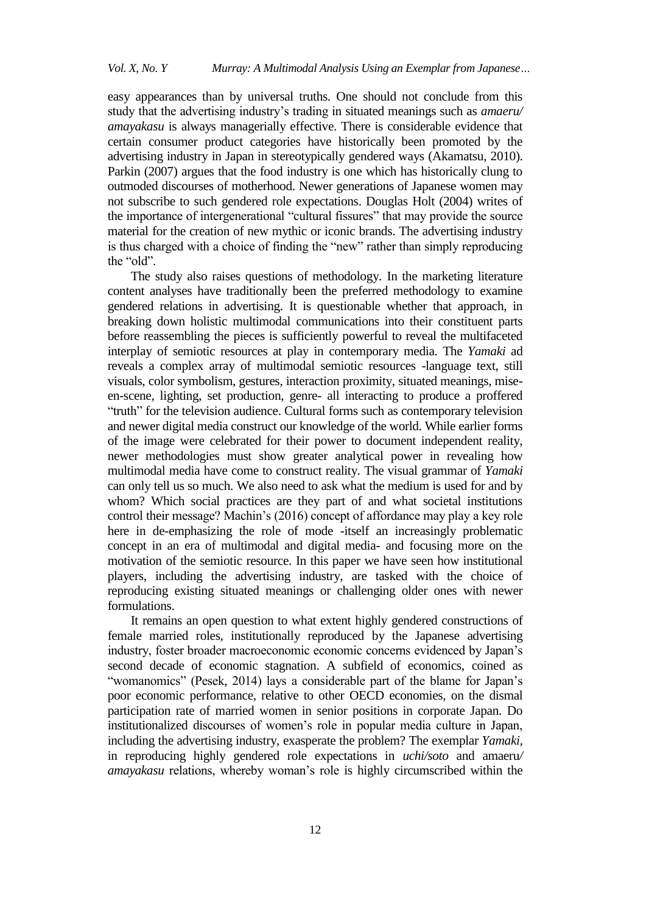easy appearances than by universal truths. One should not conclude from this study that the advertising industry's trading in situated meanings such as *amaeru/ amayakasu* is always managerially effective. There is considerable evidence that certain consumer product categories have historically been promoted by the advertising industry in Japan in stereotypically gendered ways (Akamatsu, 2010). Parkin (2007) argues that the food industry is one which has historically clung to outmoded discourses of motherhood. Newer generations of Japanese women may not subscribe to such gendered role expectations. Douglas Holt (2004) writes of the importance of intergenerational "cultural fissures" that may provide the source material for the creation of new mythic or iconic brands. The advertising industry is thus charged with a choice of finding the "new" rather than simply reproducing the "old".

The study also raises questions of methodology. In the marketing literature content analyses have traditionally been the preferred methodology to examine gendered relations in advertising. It is questionable whether that approach, in breaking down holistic multimodal communications into their constituent parts before reassembling the pieces is sufficiently powerful to reveal the multifaceted interplay of semiotic resources at play in contemporary media. The *Yamaki* ad reveals a complex array of multimodal semiotic resources -language text, still visuals, color symbolism, gestures, interaction proximity, situated meanings, mise-en-scene, lighting, set production, genre- all interacting to produce a proffered "truth" for the television audience. Cultural forms such as contemporary television and newer digital media construct our knowledge of the world. While earlier forms of the image were celebrated for their power to document independent reality, newer methodologies must show greater analytical power in revealing how multimodal media have come to construct reality. The visual grammar of *Yamaki* can only tell us so much. We also need to ask what the medium is used for and by whom? Which social practices are they part of and what societal institutions control their message? Machin's (2016) concept of affordance may play a key role here in de-emphasizing the role of mode -itself an increasingly problematic concept in an era of multimodal and digital media- and focusing more on the motivation of the semiotic resource. In this paper we have seen how institutional players, including the advertising industry, are tasked with the choice of reproducing existing situated meanings or challenging older ones with newer formulations.

It remains an open question to what extent highly gendered constructions of female married roles, institutionally reproduced by the Japanese advertising industry, foster broader macroeconomic economic concerns evidenced by Japan's second decade of economic stagnation. A subfield of economics, coined as "womanomics" (Pesek, 2014) lays a considerable part of the blame for Japan's poor economic performance, relative to other OECD economies, on the dismal participation rate of married women in senior positions in corporate Japan. Do institutionalized discourses of women's role in popular media culture in Japan, including the advertising industry, exasperate the problem? The exemplar *Yamaki,* in reproducing highly gendered role expectations in *uchi/soto* and amaeru*/ amayakasu* relations, whereby woman's role is highly circumscribed within the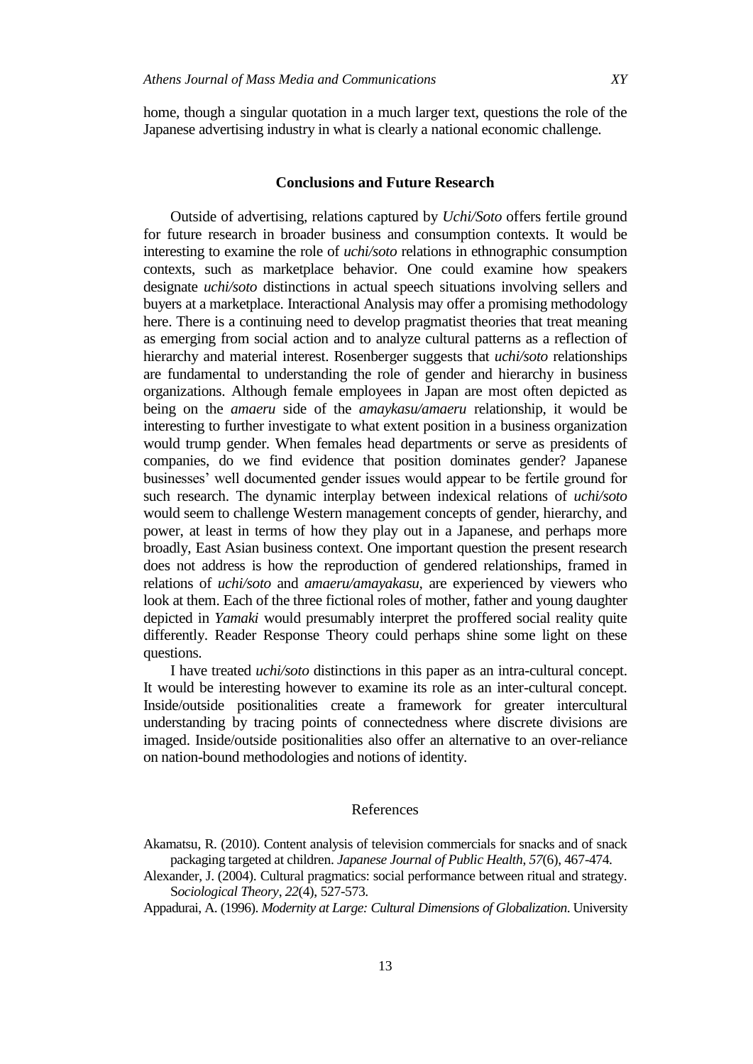home, though a singular quotation in a much larger text, questions the role of the Japanese advertising industry in what is clearly a national economic challenge.

## Conclusions and Future Research

Outside of advertising, relations captured by *Uchi/Soto* offers fertile ground for future research in broader business and consumption contexts. It would be interesting to examine the role of *uchi/soto* relations in ethnographic consumption contexts, such as marketplace behavior. One could examine how speakers designate *uchi/soto* distinctions in actual speech situations involving sellers and buyers at a marketplace. Interactional Analysis may offer a promising methodology here. There is a continuing need to develop pragmatist theories that treat meaning as emerging from social action and to analyze cultural patterns as a reflection of hierarchy and material interest. Rosenberger suggests that *uchi/soto* relationships are fundamental to understanding the role of gender and hierarchy in business organizations. Although female employees in Japan are most often depicted as being on the *amaeru* side of the *amaykasu/amaeru* relationship, it would be interesting to further investigate to what extent position in a business organization would trump gender. When females head departments or serve as presidents of companies, do we find evidence that position dominates gender? Japanese businesses' well documented gender issues would appear to be fertile ground for such research. The dynamic interplay between indexical relations of *uchi/soto* would seem to challenge Western management concepts of gender, hierarchy, and power, at least in terms of how they play out in a Japanese, and perhaps more broadly, East Asian business context. One important question the present research does not address is how the reproduction of gendered relationships, framed in relations of *uchi/soto* and *amaeru/amayakasu,* are experienced by viewers who look at them. Each of the three fictional roles of mother, father and young daughter depicted in *Yamaki* would presumably interpret the proffered social reality quite differently. Reader Response Theory could perhaps shine some light on these questions.

I have treated *uchi/soto* distinctions in this paper as an intra-cultural concept. It would be interesting however to examine its role as an inter-cultural concept. Inside/outside positionalities create a framework for greater intercultural understanding by tracing points of connectedness where discrete divisions are imaged. Inside/outside positionalities also offer an alternative to an over-reliance on nation-bound methodologies and notions of identity.

## References

Akamatsu, R. (2010). Content analysis of television commercials for snacks and of snack packaging targeted at children. *Japanese Journal of Public Health*, *57*(6), 467-474.

Alexander, J. (2004). Cultural pragmatics: social performance between ritual and strategy. *Sociological Theory*, *22*(4), 527-573.

Appadurai, A. (1996). *Modernity at Large: Cultural Dimensions of Globalization*. University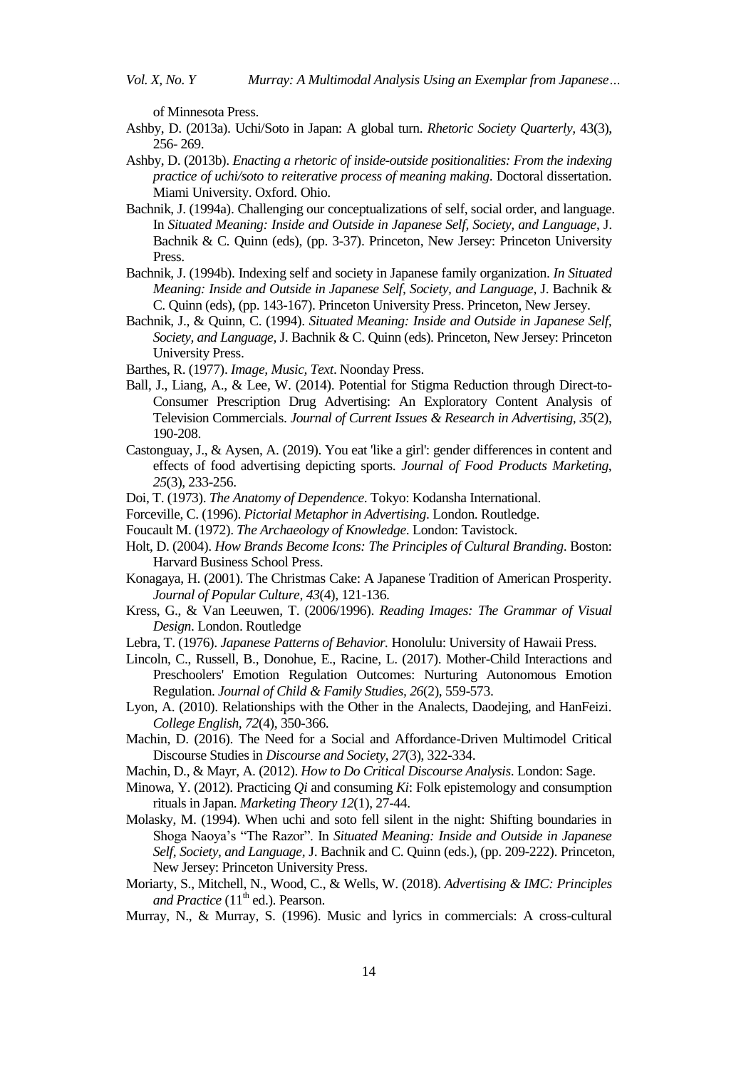of Minnesota Press.

Ashby, D. (2013a). Uchi/Soto in Japan: A global turn. *Rhetoric Society Quarterly,* 43(3), 256- 269.

Ashby, D. (2013b). *Enacting a rhetoric of inside-outside positionalities: From the indexing practice of uchi/soto to reiterative process of meaning making*. Doctoral dissertation. Miami University. Oxford. Ohio.

Bachnik, J. (1994a). Challenging our conceptualizations of self, social order, and language. In *Situated Meaning: Inside and Outside in Japanese Self, Society, and Language*, J. Bachnik & C. Quinn (eds), (pp. 3-37). Princeton, New Jersey: Princeton University Press.

Bachnik, J. (1994b). Indexing self and society in Japanese family organization. *In Situated Meaning: Inside and Outside in Japanese Self, Society, and Language,* J. Bachnik & C. Quinn (eds), (pp. 143-167). Princeton University Press. Princeton, New Jersey.

Bachnik, J., & Quinn, C. (1994). *Situated Meaning: Inside and Outside in Japanese Self, Society, and Language,* J. Bachnik & C. Quinn (eds). Princeton, New Jersey: Princeton University Press.

Barthes, R. (1977). *Image, Music, Text*. Noonday Press.

Ball, J., Liang, A., & Lee, W. (2014). Potential for Stigma Reduction through Direct-to-Consumer Prescription Drug Advertising: An Exploratory Content Analysis of Television Commercials. *Journal of Current Issues & Research in Advertising, 35*(2), 190-208.

Castonguay, J., & Aysen, A. (2019). You eat 'like a girl': gender differences in content and effects of food advertising depicting sports. *Journal of Food Products Marketing*, *25*(3), 233-256.

Doi, T. (1973). *The Anatomy of Dependence*. Tokyo: Kodansha International.

Forceville, C. (1996). *Pictorial Metaphor in Advertising*. London. Routledge.

Foucault M. (1972). *The Archaeology of Knowledge*. London: Tavistock.

Holt, D. (2004). *How Brands Become Icons: The Principles of Cultural Branding*. Boston: Harvard Business School Press.

Konagaya, H. (2001). The Christmas Cake: A Japanese Tradition of American Prosperity. *Journal of Popular Culture*, *43*(4), 121-136.

Kress, G., & Van Leeuwen, T. (2006/1996). *Reading Images: The Grammar of Visual Design*. London. Routledge

Lebra, T. (1976). *Japanese Patterns of Behavior.* Honolulu: University of Hawaii Press.

Lincoln, C., Russell, B., Donohue, E., Racine, L. (2017). Mother-Child Interactions and Preschoolers' Emotion Regulation Outcomes: Nurturing Autonomous Emotion Regulation. *Journal of Child & Family Studies*, *26*(2), 559-573.

Lyon, A. (2010). Relationships with the Other in the Analects, Daodejing, and HanFeizi. *College English*, *72*(4), 350-366.

Machin, D. (2016). The Need for a Social and Affordance-Driven Multimodel Critical Discourse Studies in *Discourse and Society*, *27*(3), 322-334.

Machin, D., & Mayr, A. (2012). *How to Do Critical Discourse Analysis*. London: Sage.

Minowa, Y. (2012). Practicing *Qi* and consuming *Ki*: Folk epistemology and consumption rituals in Japan. *Marketing Theory 12*(1), 27-44.

Molasky, M. (1994). When uchi and soto fell silent in the night: Shifting boundaries in Shoga Naoya's "The Razor". In *Situated Meaning: Inside and Outside in Japanese Self, Society, and Language*, J. Bachnik and C. Quinn (eds.), (pp. 209-222). Princeton, New Jersey: Princeton University Press.

Moriarty, S., Mitchell, N., Wood, C., & Wells, W. (2018). *Advertising & IMC: Principles and Practice* (11th ed.). Pearson.

Murray, N., & Murray, S. (1996). Music and lyrics in commercials: A cross-cultural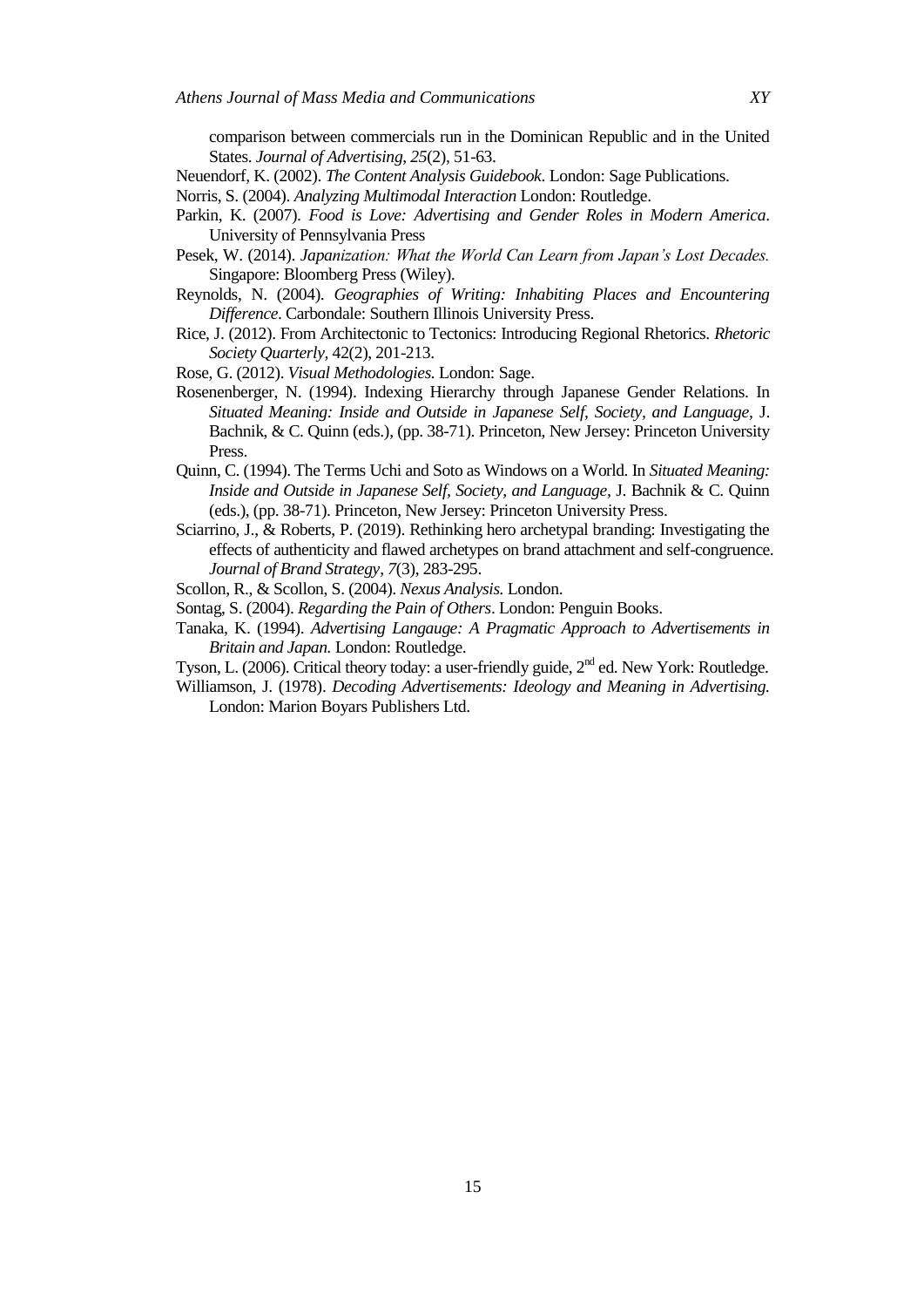comparison between commercials run in the Dominican Republic and in the United States. *Journal of Advertising*, *25*(2), 51-63.

Neuendorf, K. (2002). *The Content Analysis Guidebook*. London: Sage Publications.

Norris, S. (2004). *Analyzing Multimodal Interaction* London: Routledge.

Parkin, K. (2007). *Food is Love: Advertising and Gender Roles in Modern America*. University of Pennsylvania Press

Pesek, W. (2014). *Japanization: What the World Can Learn from Japan's Lost Decades.* Singapore: Bloomberg Press (Wiley).

Reynolds, N. (2004). *Geographies of Writing: Inhabiting Places and Encountering Difference*. Carbondale: Southern Illinois University Press.

Rice, J. (2012). From Architectonic to Tectonics: Introducing Regional Rhetorics. *Rhetoric Society Quarterly*, 42(2), 201-213.

Rose, G. (2012). *Visual Methodologies.* London: Sage.

Rosenenberger, N. (1994). Indexing Hierarchy through Japanese Gender Relations. In *Situated Meaning: Inside and Outside in Japanese Self, Society, and Language*, J. Bachnik, & C. Quinn (eds.), (pp. 38-71). Princeton, New Jersey: Princeton University Press.

Quinn, C. (1994). The Terms Uchi and Soto as Windows on a World. In *Situated Meaning: Inside and Outside in Japanese Self, Society, and Language*, J. Bachnik & C. Quinn (eds.), (pp. 38-71). Princeton, New Jersey: Princeton University Press.

Sciarrino, J., & Roberts, P. (2019). Rethinking hero archetypal branding: Investigating the effects of authenticity and flawed archetypes on brand attachment and self-congruence. *Journal of Brand Strategy*, *7*(3), 283-295.

Scollon, R., & Scollon, S. (2004). *Nexus Analysis.* London.

Sontag, S. (2004). *Regarding the Pain of Others*. London: Penguin Books.

Tanaka, K. (1994). *Advertising Langauge: A Pragmatic Approach to Advertisements in Britain and Japan.* London: Routledge.

Tyson, L. (2006). Critical theory today: a user-friendly guide, 2nd ed. New York: Routledge.

Williamson, J. (1978). *Decoding Advertisements: Ideology and Meaning in Advertising.* London: Marion Boyars Publishers Ltd.